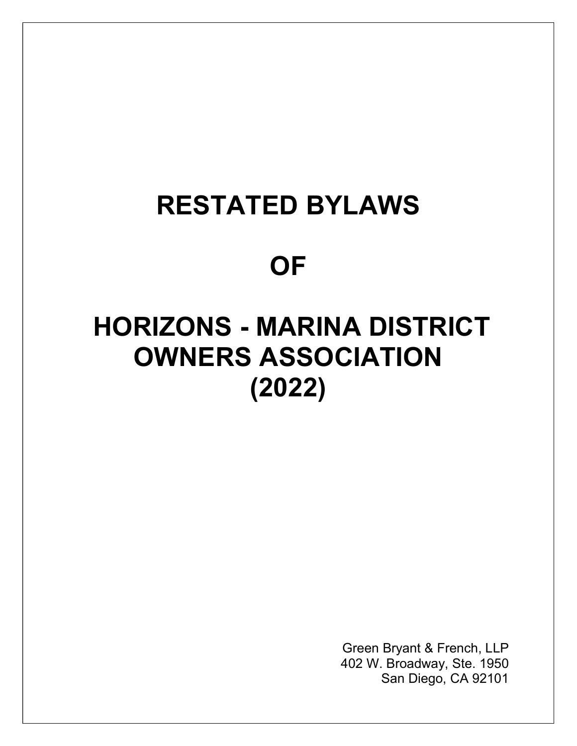# RESTATED BYLAWS

# OF

# HORIZONS - MARINA DISTRICT OWNERS ASSOCIATION (2022)

Green Bryant & French, LLP
402 W. Broadway, Ste. 1950
San Diego, CA 92101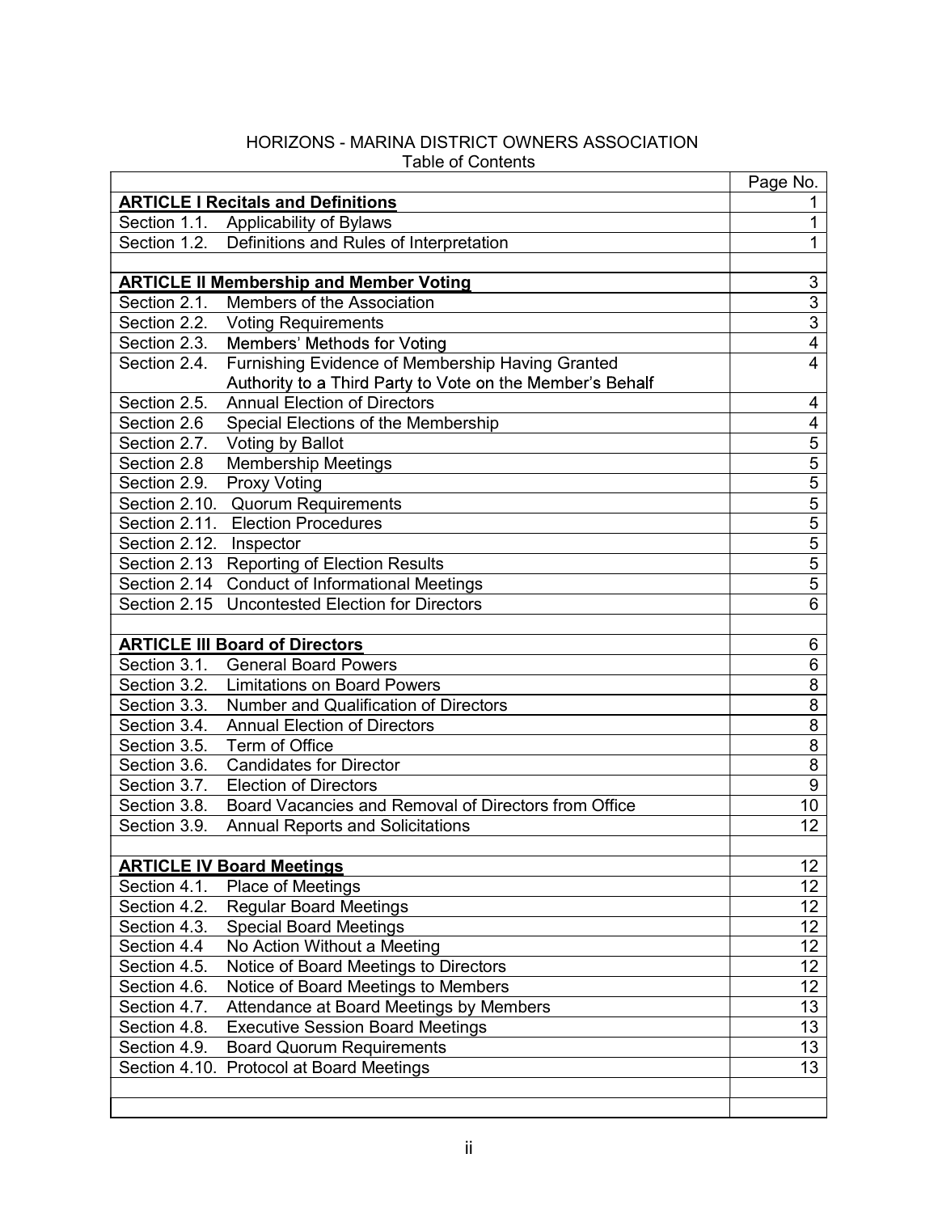HORIZONS - MARINA DISTRICT OWNERS ASSOCIATION
Table of Contents

| | Page No. |
|---|---|
| **ARTICLE I Recitals and Definitions** | 1 |
| Section 1.1. Applicability of Bylaws | 1 |
| Section 1.2. Definitions and Rules of Interpretation | 1 |
| | |
| **ARTICLE II Membership and Member Voting** | 3 |
| Section 2.1. Members of the Association | 3 |
| Section 2.2. Voting Requirements | 3 |
| Section 2.3. Members' Methods for Voting | 4 |
| Section 2.4. Furnishing Evidence of Membership Having Granted Authority to a Third Party to Vote on the Member's Behalf | 4 |
| Section 2.5. Annual Election of Directors | 4 |
| Section 2.6 Special Elections of the Membership | 4 |
| Section 2.7. Voting by Ballot | 5 |
| Section 2.8 Membership Meetings | 5 |
| Section 2.9. Proxy Voting | 5 |
| Section 2.10. Quorum Requirements | 5 |
| Section 2.11. Election Procedures | 5 |
| Section 2.12. Inspector | 5 |
| Section 2.13 Reporting of Election Results | 5 |
| Section 2.14 Conduct of Informational Meetings | 5 |
| Section 2.15 Uncontested Election for Directors | 6 |
| | |
| **ARTICLE III Board of Directors** | 6 |
| Section 3.1. General Board Powers | 6 |
| Section 3.2. Limitations on Board Powers | 8 |
| Section 3.3. Number and Qualification of Directors | 8 |
| Section 3.4. Annual Election of Directors | 8 |
| Section 3.5. Term of Office | 8 |
| Section 3.6. Candidates for Director | 8 |
| Section 3.7. Election of Directors | 9 |
| Section 3.8. Board Vacancies and Removal of Directors from Office | 10 |
| Section 3.9. Annual Reports and Solicitations | 12 |
| | |
| **ARTICLE IV Board Meetings** | 12 |
| Section 4.1. Place of Meetings | 12 |
| Section 4.2. Regular Board Meetings | 12 |
| Section 4.3. Special Board Meetings | 12 |
| Section 4.4 No Action Without a Meeting | 12 |
| Section 4.5. Notice of Board Meetings to Directors | 12 |
| Section 4.6. Notice of Board Meetings to Members | 12 |
| Section 4.7. Attendance at Board Meetings by Members | 13 |
| Section 4.8. Executive Session Board Meetings | 13 |
| Section 4.9. Board Quorum Requirements | 13 |
| Section 4.10. Protocol at Board Meetings | 13 |
| | |
| | |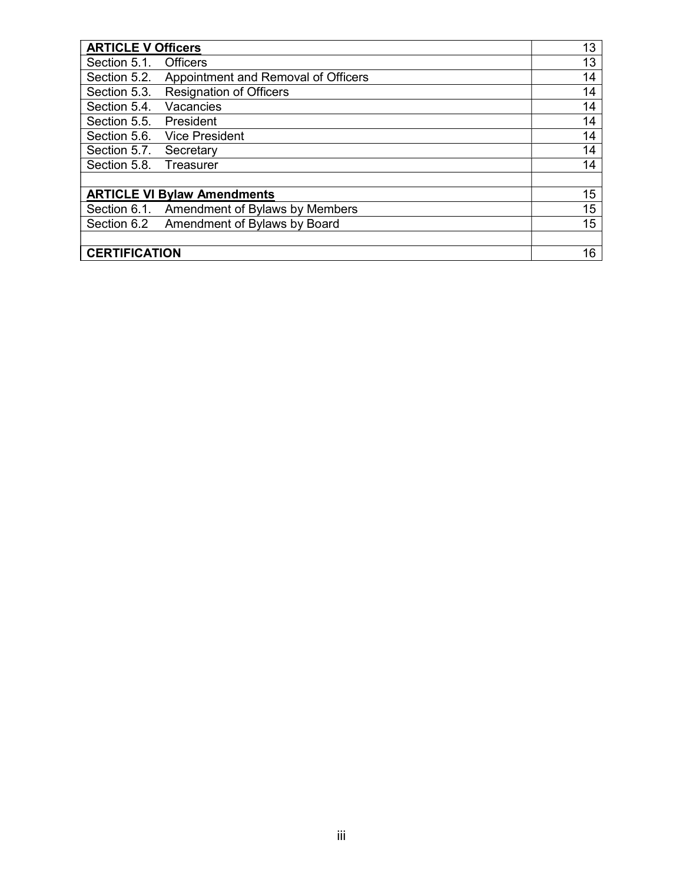| **ARTICLE V Officers** | 13 |
|---|---|
| Section 5.1. Officers | 13 |
| Section 5.2. Appointment and Removal of Officers | 14 |
| Section 5.3. Resignation of Officers | 14 |
| Section 5.4. Vacancies | 14 |
| Section 5.5. President | 14 |
| Section 5.6. Vice President | 14 |
| Section 5.7. Secretary | 14 |
| Section 5.8. Treasurer | 14 |
| | |
| **ARTICLE VI Bylaw Amendments** | 15 |
| Section 6.1. Amendment of Bylaws by Members | 15 |
| Section 6.2 Amendment of Bylaws by Board | 15 |
| | |
| **CERTIFICATION** | 16 |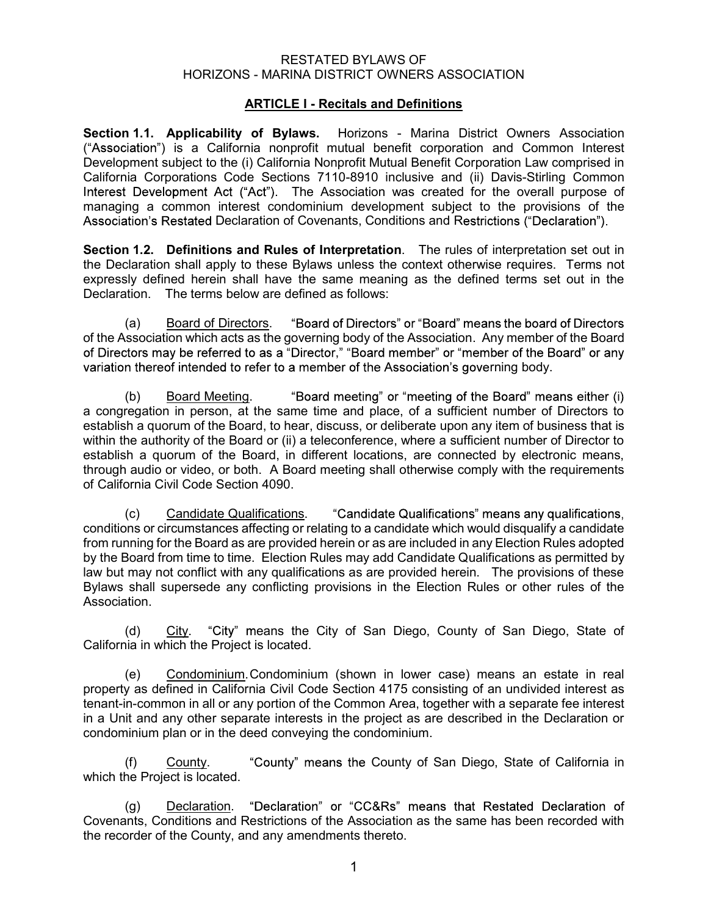RESTATED BYLAWS OF
HORIZONS - MARINA DISTRICT OWNERS ASSOCIATION

## ARTICLE I - Recitals and Definitions

**Section 1.1. Applicability of Bylaws.** Horizons - Marina District Owners Association ("Association") is a California nonprofit mutual benefit corporation and Common Interest Development subject to the (i) California Nonprofit Mutual Benefit Corporation Law comprised in California Corporations Code Sections 7110-8910 inclusive and (ii) Davis-Stirling Common Interest Development Act ("Act"). The Association was created for the overall purpose of managing a common interest condominium development subject to the provisions of the Association's Restated Declaration of Covenants, Conditions and Restrictions ("Declaration").

**Section 1.2. Definitions and Rules of Interpretation**. The rules of interpretation set out in the Declaration shall apply to these Bylaws unless the context otherwise requires. Terms not expressly defined herein shall have the same meaning as the defined terms set out in the Declaration. The terms below are defined as follows:

(a) Board of Directors. "Board of Directors" or "Board" means the board of Directors of the Association which acts as the governing body of the Association. Any member of the Board of Directors may be referred to as a "Director," "Board member" or "member of the Board" or any variation thereof intended to refer to a member of the Association's governing body.

(b) Board Meeting. "Board meeting" or "meeting of the Board" means either (i) a congregation in person, at the same time and place, of a sufficient number of Directors to establish a quorum of the Board, to hear, discuss, or deliberate upon any item of business that is within the authority of the Board or (ii) a teleconference, where a sufficient number of Director to establish a quorum of the Board, in different locations, are connected by electronic means, through audio or video, or both. A Board meeting shall otherwise comply with the requirements of California Civil Code Section 4090.

(c) Candidate Qualifications. "Candidate Qualifications" means any qualifications, conditions or circumstances affecting or relating to a candidate which would disqualify a candidate from running for the Board as are provided herein or as are included in any Election Rules adopted by the Board from time to time. Election Rules may add Candidate Qualifications as permitted by law but may not conflict with any qualifications as are provided herein. The provisions of these Bylaws shall supersede any conflicting provisions in the Election Rules or other rules of the Association.

(d) City. "City" means the City of San Diego, County of San Diego, State of California in which the Project is located.

(e) Condominium. Condominium (shown in lower case) means an estate in real property as defined in California Civil Code Section 4175 consisting of an undivided interest as tenant-in-common in all or any portion of the Common Area, together with a separate fee interest in a Unit and any other separate interests in the project as are described in the Declaration or condominium plan or in the deed conveying the condominium.

(f) County. "County" means the County of San Diego, State of California in which the Project is located.

(g) Declaration. "Declaration" or "CC&Rs" means that Restated Declaration of Covenants, Conditions and Restrictions of the Association as the same has been recorded with the recorder of the County, and any amendments thereto.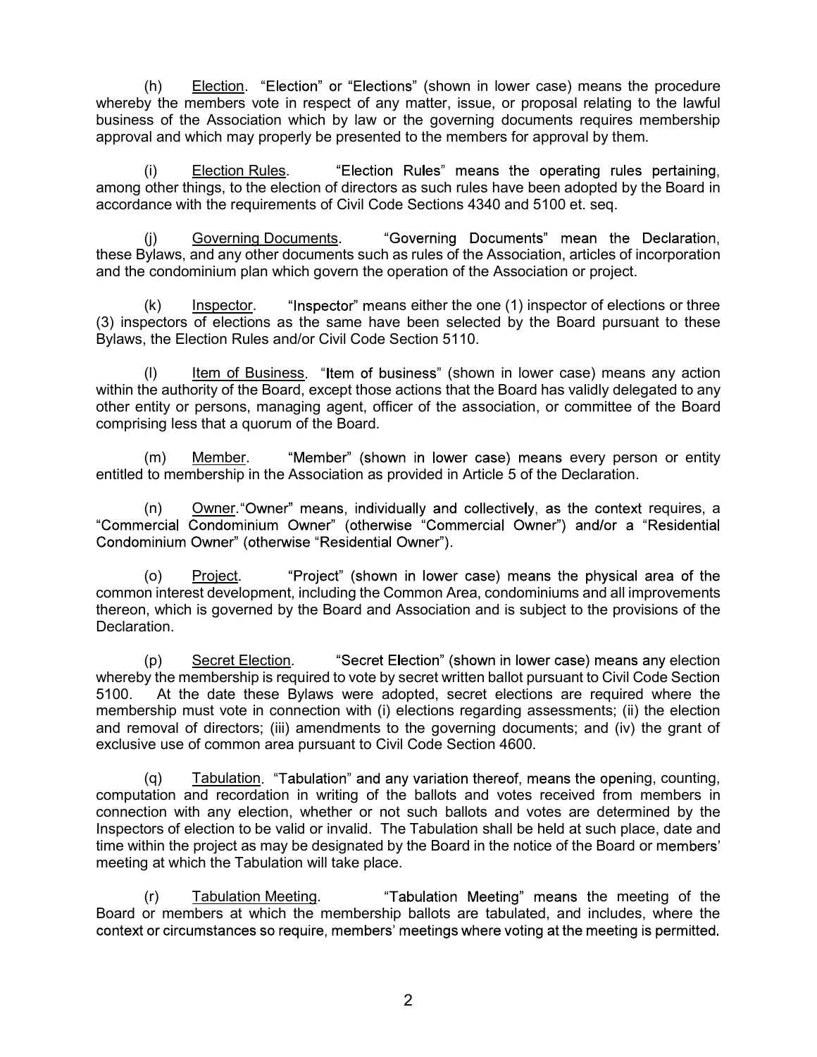(h) Election. "Election" or "Elections" (shown in lower case) means the procedure whereby the members vote in respect of any matter, issue, or proposal relating to the lawful business of the Association which by law or the governing documents requires membership approval and which may properly be presented to the members for approval by them.

(i) Election Rules. "Election Rules" means the operating rules pertaining, among other things, to the election of directors as such rules have been adopted by the Board in accordance with the requirements of Civil Code Sections 4340 and 5100 et. seq.

(j) Governing Documents. "Governing Documents" mean the Declaration, these Bylaws, and any other documents such as rules of the Association, articles of incorporation and the condominium plan which govern the operation of the Association or project.

(k) Inspector. "Inspector" means either the one (1) inspector of elections or three (3) inspectors of elections as the same have been selected by the Board pursuant to these Bylaws, the Election Rules and/or Civil Code Section 5110.

(l) Item of Business. "Item of business" (shown in lower case) means any action within the authority of the Board, except those actions that the Board has validly delegated to any other entity or persons, managing agent, officer of the association, or committee of the Board comprising less that a quorum of the Board.

(m) Member. "Member" (shown in lower case) means every person or entity entitled to membership in the Association as provided in Article 5 of the Declaration.

(n) Owner."Owner" means, individually and collectively, as the context requires, a "Commercial Condominium Owner" (otherwise "Commercial Owner") and/or a "Residential Condominium Owner" (otherwise "Residential Owner").

(o) Project. "Project" (shown in lower case) means the physical area of the common interest development, including the Common Area, condominiums and all improvements thereon, which is governed by the Board and Association and is subject to the provisions of the Declaration.

(p) Secret Election. "Secret Election" (shown in lower case) means any election whereby the membership is required to vote by secret written ballot pursuant to Civil Code Section 5100. At the date these Bylaws were adopted, secret elections are required where the membership must vote in connection with (i) elections regarding assessments; (ii) the election and removal of directors; (iii) amendments to the governing documents; and (iv) the grant of exclusive use of common area pursuant to Civil Code Section 4600.

(q) Tabulation. "Tabulation" and any variation thereof, means the opening, counting, computation and recordation in writing of the ballots and votes received from members in connection with any election, whether or not such ballots and votes are determined by the Inspectors of election to be valid or invalid. The Tabulation shall be held at such place, date and time within the project as may be designated by the Board in the notice of the Board or members' meeting at which the Tabulation will take place.

(r) Tabulation Meeting. "Tabulation Meeting" means the meeting of the Board or members at which the membership ballots are tabulated, and includes, where the context or circumstances so require, members' meetings where voting at the meeting is permitted.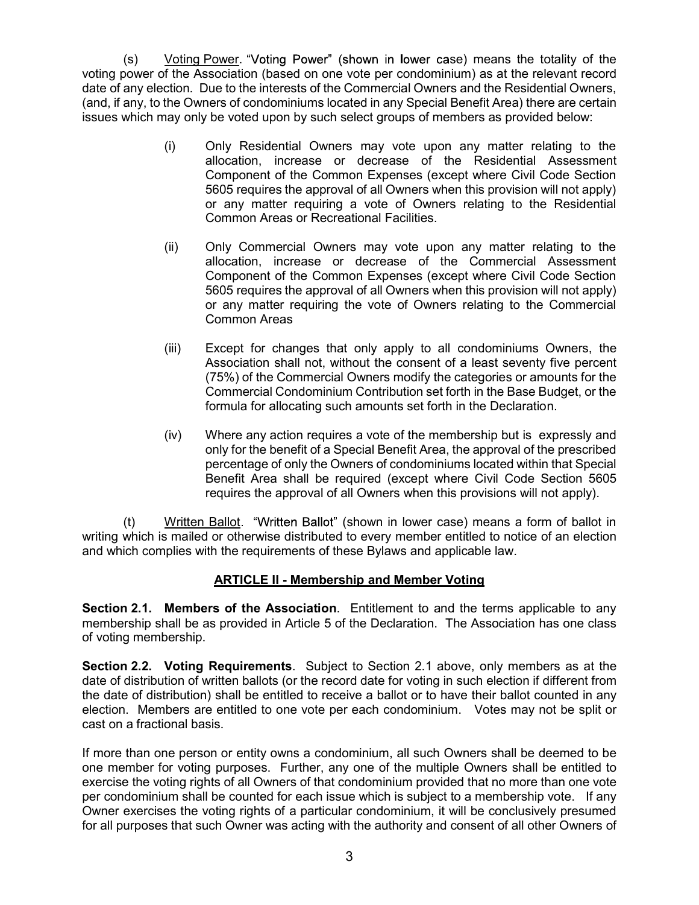(s) Voting Power. "Voting Power" (shown in lower case) means the totality of the voting power of the Association (based on one vote per condominium) as at the relevant record date of any election. Due to the interests of the Commercial Owners and the Residential Owners, (and, if any, to the Owners of condominiums located in any Special Benefit Area) there are certain issues which may only be voted upon by such select groups of members as provided below:

(i) Only Residential Owners may vote upon any matter relating to the allocation, increase or decrease of the Residential Assessment Component of the Common Expenses (except where Civil Code Section 5605 requires the approval of all Owners when this provision will not apply) or any matter requiring a vote of Owners relating to the Residential Common Areas or Recreational Facilities.

(ii) Only Commercial Owners may vote upon any matter relating to the allocation, increase or decrease of the Commercial Assessment Component of the Common Expenses (except where Civil Code Section 5605 requires the approval of all Owners when this provision will not apply) or any matter requiring the vote of Owners relating to the Commercial Common Areas

(iii) Except for changes that only apply to all condominiums Owners, the Association shall not, without the consent of a least seventy five percent (75%) of the Commercial Owners modify the categories or amounts for the Commercial Condominium Contribution set forth in the Base Budget, or the formula for allocating such amounts set forth in the Declaration.

(iv) Where any action requires a vote of the membership but is expressly and only for the benefit of a Special Benefit Area, the approval of the prescribed percentage of only the Owners of condominiums located within that Special Benefit Area shall be required (except where Civil Code Section 5605 requires the approval of all Owners when this provisions will not apply).

(t) Written Ballot. "Written Ballot" (shown in lower case) means a form of ballot in writing which is mailed or otherwise distributed to every member entitled to notice of an election and which complies with the requirements of these Bylaws and applicable law.

## ARTICLE II - Membership and Member Voting

**Section 2.1. Members of the Association**. Entitlement to and the terms applicable to any membership shall be as provided in Article 5 of the Declaration. The Association has one class of voting membership.

**Section 2.2. Voting Requirements**. Subject to Section 2.1 above, only members as at the date of distribution of written ballots (or the record date for voting in such election if different from the date of distribution) shall be entitled to receive a ballot or to have their ballot counted in any election. Members are entitled to one vote per each condominium. Votes may not be split or cast on a fractional basis.

If more than one person or entity owns a condominium, all such Owners shall be deemed to be one member for voting purposes. Further, any one of the multiple Owners shall be entitled to exercise the voting rights of all Owners of that condominium provided that no more than one vote per condominium shall be counted for each issue which is subject to a membership vote. If any Owner exercises the voting rights of a particular condominium, it will be conclusively presumed for all purposes that such Owner was acting with the authority and consent of all other Owners of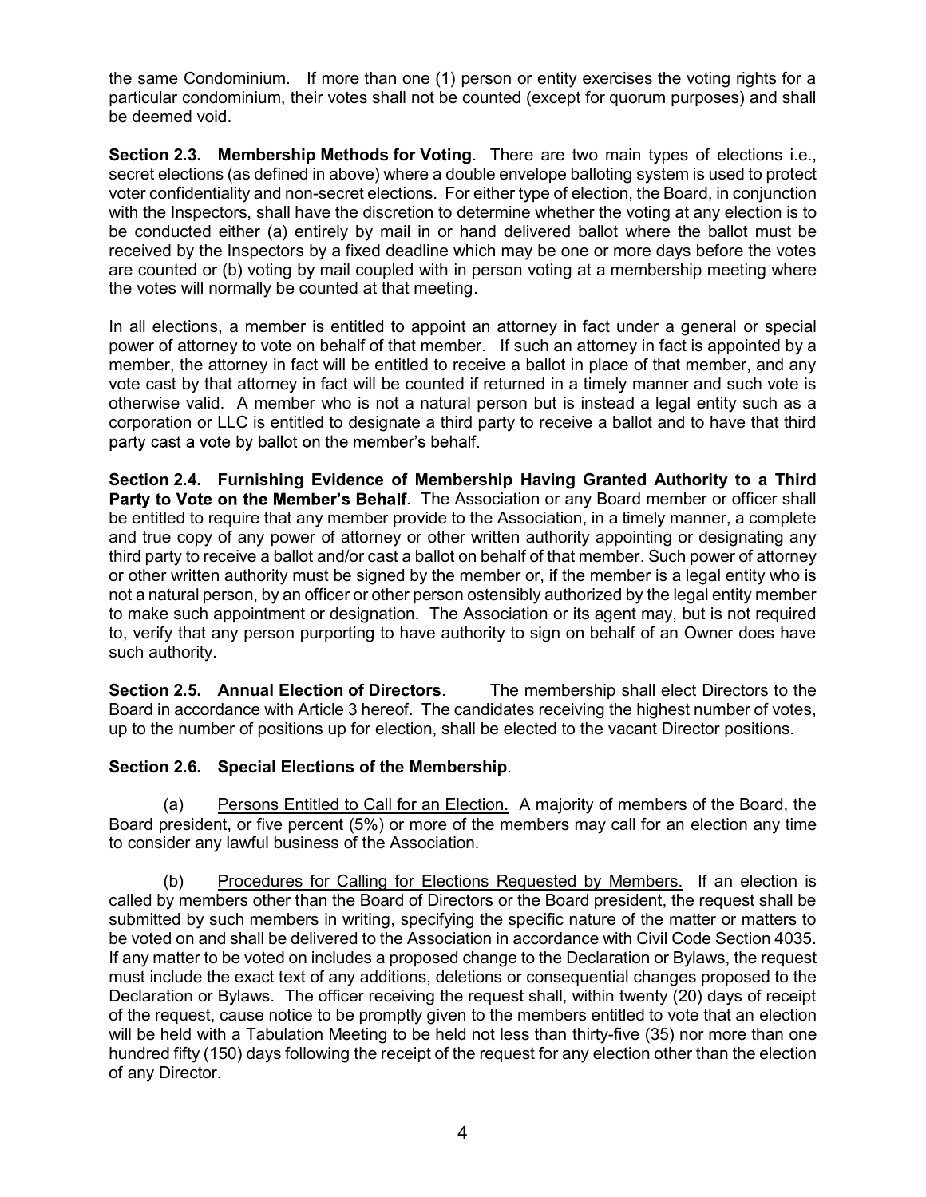the same Condominium. If more than one (1) person or entity exercises the voting rights for a particular condominium, their votes shall not be counted (except for quorum purposes) and shall be deemed void.

**Section 2.3. Membership Methods for Voting**. There are two main types of elections i.e., secret elections (as defined in above) where a double envelope balloting system is used to protect voter confidentiality and non-secret elections. For either type of election, the Board, in conjunction with the Inspectors, shall have the discretion to determine whether the voting at any election is to be conducted either (a) entirely by mail in or hand delivered ballot where the ballot must be received by the Inspectors by a fixed deadline which may be one or more days before the votes are counted or (b) voting by mail coupled with in person voting at a membership meeting where the votes will normally be counted at that meeting.

In all elections, a member is entitled to appoint an attorney in fact under a general or special power of attorney to vote on behalf of that member. If such an attorney in fact is appointed by a member, the attorney in fact will be entitled to receive a ballot in place of that member, and any vote cast by that attorney in fact will be counted if returned in a timely manner and such vote is otherwise valid. A member who is not a natural person but is instead a legal entity such as a corporation or LLC is entitled to designate a third party to receive a ballot and to have that third party cast a vote by ballot on the member's behalf.

**Section 2.4. Furnishing Evidence of Membership Having Granted Authority to a Third Party to Vote on the Member's Behalf**. The Association or any Board member or officer shall be entitled to require that any member provide to the Association, in a timely manner, a complete and true copy of any power of attorney or other written authority appointing or designating any third party to receive a ballot and/or cast a ballot on behalf of that member. Such power of attorney or other written authority must be signed by the member or, if the member is a legal entity who is not a natural person, by an officer or other person ostensibly authorized by the legal entity member to make such appointment or designation. The Association or its agent may, but is not required to, verify that any person purporting to have authority to sign on behalf of an Owner does have such authority.

**Section 2.5. Annual Election of Directors**. The membership shall elect Directors to the Board in accordance with Article 3 hereof. The candidates receiving the highest number of votes, up to the number of positions up for election, shall be elected to the vacant Director positions.

**Section 2.6. Special Elections of the Membership**.

(a) Persons Entitled to Call for an Election. A majority of members of the Board, the Board president, or five percent (5%) or more of the members may call for an election any time to consider any lawful business of the Association.

(b) Procedures for Calling for Elections Requested by Members. If an election is called by members other than the Board of Directors or the Board president, the request shall be submitted by such members in writing, specifying the specific nature of the matter or matters to be voted on and shall be delivered to the Association in accordance with Civil Code Section 4035. If any matter to be voted on includes a proposed change to the Declaration or Bylaws, the request must include the exact text of any additions, deletions or consequential changes proposed to the Declaration or Bylaws. The officer receiving the request shall, within twenty (20) days of receipt of the request, cause notice to be promptly given to the members entitled to vote that an election will be held with a Tabulation Meeting to be held not less than thirty-five (35) nor more than one hundred fifty (150) days following the receipt of the request for any election other than the election of any Director.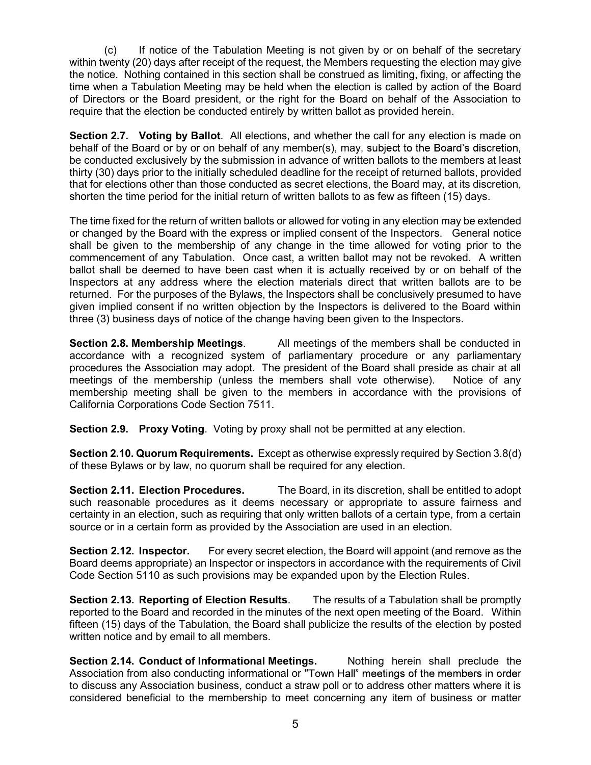(c) If notice of the Tabulation Meeting is not given by or on behalf of the secretary within twenty (20) days after receipt of the request, the Members requesting the election may give the notice. Nothing contained in this section shall be construed as limiting, fixing, or affecting the time when a Tabulation Meeting may be held when the election is called by action of the Board of Directors or the Board president, or the right for the Board on behalf of the Association to require that the election be conducted entirely by written ballot as provided herein.

**Section 2.7. Voting by Ballot**. All elections, and whether the call for any election is made on behalf of the Board or by or on behalf of any member(s), may, subject to the Board's discretion, be conducted exclusively by the submission in advance of written ballots to the members at least thirty (30) days prior to the initially scheduled deadline for the receipt of returned ballots, provided that for elections other than those conducted as secret elections, the Board may, at its discretion, shorten the time period for the initial return of written ballots to as few as fifteen (15) days.

The time fixed for the return of written ballots or allowed for voting in any election may be extended or changed by the Board with the express or implied consent of the Inspectors. General notice shall be given to the membership of any change in the time allowed for voting prior to the commencement of any Tabulation. Once cast, a written ballot may not be revoked. A written ballot shall be deemed to have been cast when it is actually received by or on behalf of the Inspectors at any address where the election materials direct that written ballots are to be returned. For the purposes of the Bylaws, the Inspectors shall be conclusively presumed to have given implied consent if no written objection by the Inspectors is delivered to the Board within three (3) business days of notice of the change having been given to the Inspectors.

**Section 2.8. Membership Meetings**. All meetings of the members shall be conducted in accordance with a recognized system of parliamentary procedure or any parliamentary procedures the Association may adopt. The president of the Board shall preside as chair at all meetings of the membership (unless the members shall vote otherwise). Notice of any membership meeting shall be given to the members in accordance with the provisions of California Corporations Code Section 7511.

**Section 2.9. Proxy Voting**. Voting by proxy shall not be permitted at any election.

**Section 2.10. Quorum Requirements.** Except as otherwise expressly required by Section 3.8(d) of these Bylaws or by law, no quorum shall be required for any election.

**Section 2.11. Election Procedures.** The Board, in its discretion, shall be entitled to adopt such reasonable procedures as it deems necessary or appropriate to assure fairness and certainty in an election, such as requiring that only written ballots of a certain type, from a certain source or in a certain form as provided by the Association are used in an election.

**Section 2.12. Inspector.** For every secret election, the Board will appoint (and remove as the Board deems appropriate) an Inspector or inspectors in accordance with the requirements of Civil Code Section 5110 as such provisions may be expanded upon by the Election Rules.

**Section 2.13. Reporting of Election Results**. The results of a Tabulation shall be promptly reported to the Board and recorded in the minutes of the next open meeting of the Board. Within fifteen (15) days of the Tabulation, the Board shall publicize the results of the election by posted written notice and by email to all members.

**Section 2.14. Conduct of Informational Meetings.** Nothing herein shall preclude the Association from also conducting informational or "Town Hall" meetings of the members in order to discuss any Association business, conduct a straw poll or to address other matters where it is considered beneficial to the membership to meet concerning any item of business or matter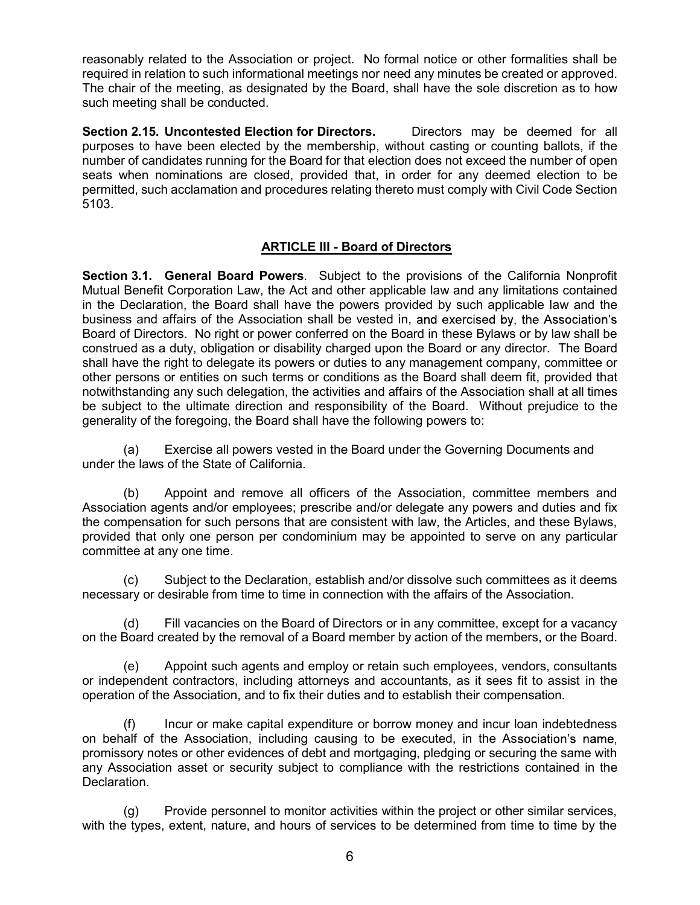reasonably related to the Association or project. No formal notice or other formalities shall be required in relation to such informational meetings nor need any minutes be created or approved. The chair of the meeting, as designated by the Board, shall have the sole discretion as to how such meeting shall be conducted.

**Section 2.15. Uncontested Election for Directors.** Directors may be deemed for all purposes to have been elected by the membership, without casting or counting ballots, if the number of candidates running for the Board for that election does not exceed the number of open seats when nominations are closed, provided that, in order for any deemed election to be permitted, such acclamation and procedures relating thereto must comply with Civil Code Section 5103.

## ARTICLE III - Board of Directors

**Section 3.1. General Board Powers**. Subject to the provisions of the California Nonprofit Mutual Benefit Corporation Law, the Act and other applicable law and any limitations contained in the Declaration, the Board shall have the powers provided by such applicable law and the business and affairs of the Association shall be vested in, and exercised by, the Association's Board of Directors. No right or power conferred on the Board in these Bylaws or by law shall be construed as a duty, obligation or disability charged upon the Board or any director. The Board shall have the right to delegate its powers or duties to any management company, committee or other persons or entities on such terms or conditions as the Board shall deem fit, provided that notwithstanding any such delegation, the activities and affairs of the Association shall at all times be subject to the ultimate direction and responsibility of the Board. Without prejudice to the generality of the foregoing, the Board shall have the following powers to:

(a) Exercise all powers vested in the Board under the Governing Documents and under the laws of the State of California.

(b) Appoint and remove all officers of the Association, committee members and Association agents and/or employees; prescribe and/or delegate any powers and duties and fix the compensation for such persons that are consistent with law, the Articles, and these Bylaws, provided that only one person per condominium may be appointed to serve on any particular committee at any one time.

(c) Subject to the Declaration, establish and/or dissolve such committees as it deems necessary or desirable from time to time in connection with the affairs of the Association.

(d) Fill vacancies on the Board of Directors or in any committee, except for a vacancy on the Board created by the removal of a Board member by action of the members, or the Board.

(e) Appoint such agents and employ or retain such employees, vendors, consultants or independent contractors, including attorneys and accountants, as it sees fit to assist in the operation of the Association, and to fix their duties and to establish their compensation.

(f) Incur or make capital expenditure or borrow money and incur loan indebtedness on behalf of the Association, including causing to be executed, in the Association's name, promissory notes or other evidences of debt and mortgaging, pledging or securing the same with any Association asset or security subject to compliance with the restrictions contained in the Declaration.

(g) Provide personnel to monitor activities within the project or other similar services, with the types, extent, nature, and hours of services to be determined from time to time by the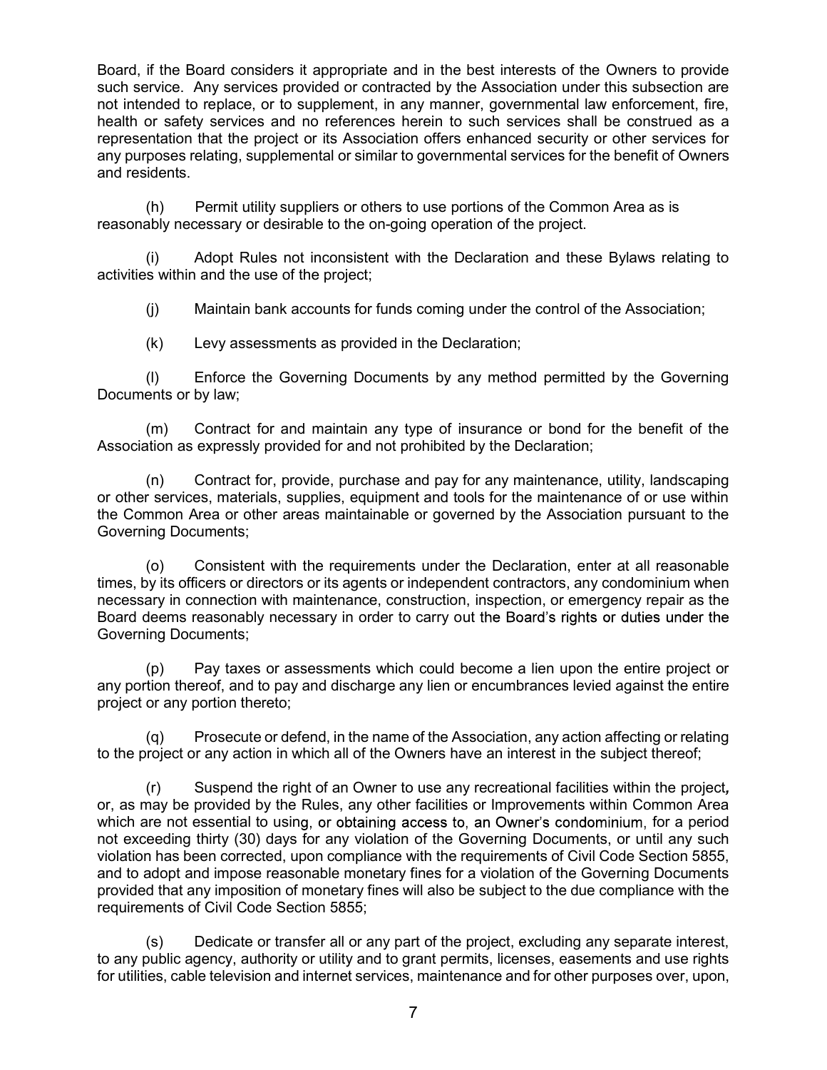Board, if the Board considers it appropriate and in the best interests of the Owners to provide such service. Any services provided or contracted by the Association under this subsection are not intended to replace, or to supplement, in any manner, governmental law enforcement, fire, health or safety services and no references herein to such services shall be construed as a representation that the project or its Association offers enhanced security or other services for any purposes relating, supplemental or similar to governmental services for the benefit of Owners and residents.

(h) Permit utility suppliers or others to use portions of the Common Area as is reasonably necessary or desirable to the on-going operation of the project.

(i) Adopt Rules not inconsistent with the Declaration and these Bylaws relating to activities within and the use of the project;

(j) Maintain bank accounts for funds coming under the control of the Association;

(k) Levy assessments as provided in the Declaration;

(l) Enforce the Governing Documents by any method permitted by the Governing Documents or by law;

(m) Contract for and maintain any type of insurance or bond for the benefit of the Association as expressly provided for and not prohibited by the Declaration;

(n) Contract for, provide, purchase and pay for any maintenance, utility, landscaping or other services, materials, supplies, equipment and tools for the maintenance of or use within the Common Area or other areas maintainable or governed by the Association pursuant to the Governing Documents;

(o) Consistent with the requirements under the Declaration, enter at all reasonable times, by its officers or directors or its agents or independent contractors, any condominium when necessary in connection with maintenance, construction, inspection, or emergency repair as the Board deems reasonably necessary in order to carry out the Board's rights or duties under the Governing Documents;

(p) Pay taxes or assessments which could become a lien upon the entire project or any portion thereof, and to pay and discharge any lien or encumbrances levied against the entire project or any portion thereto;

(q) Prosecute or defend, in the name of the Association, any action affecting or relating to the project or any action in which all of the Owners have an interest in the subject thereof;

(r) Suspend the right of an Owner to use any recreational facilities within the project, or, as may be provided by the Rules, any other facilities or Improvements within Common Area which are not essential to using, or obtaining access to, an Owner's condominium, for a period not exceeding thirty (30) days for any violation of the Governing Documents, or until any such violation has been corrected, upon compliance with the requirements of Civil Code Section 5855, and to adopt and impose reasonable monetary fines for a violation of the Governing Documents provided that any imposition of monetary fines will also be subject to the due compliance with the requirements of Civil Code Section 5855;

(s) Dedicate or transfer all or any part of the project, excluding any separate interest, to any public agency, authority or utility and to grant permits, licenses, easements and use rights for utilities, cable television and internet services, maintenance and for other purposes over, upon,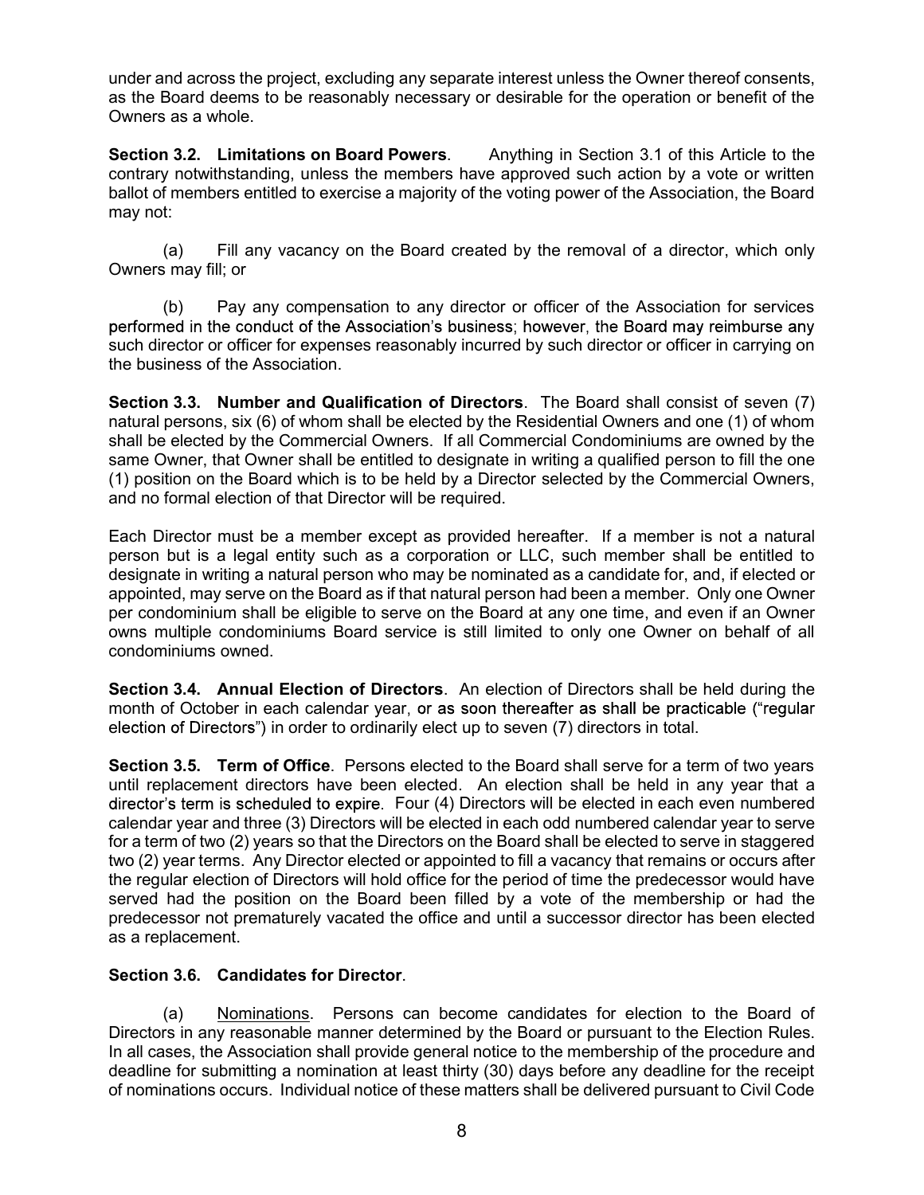under and across the project, excluding any separate interest unless the Owner thereof consents, as the Board deems to be reasonably necessary or desirable for the operation or benefit of the Owners as a whole.

**Section 3.2. Limitations on Board Powers**. Anything in Section 3.1 of this Article to the contrary notwithstanding, unless the members have approved such action by a vote or written ballot of members entitled to exercise a majority of the voting power of the Association, the Board may not:

(a) Fill any vacancy on the Board created by the removal of a director, which only Owners may fill; or

(b) Pay any compensation to any director or officer of the Association for services performed in the conduct of the Association's business; however, the Board may reimburse any such director or officer for expenses reasonably incurred by such director or officer in carrying on the business of the Association.

**Section 3.3. Number and Qualification of Directors**. The Board shall consist of seven (7) natural persons, six (6) of whom shall be elected by the Residential Owners and one (1) of whom shall be elected by the Commercial Owners. If all Commercial Condominiums are owned by the same Owner, that Owner shall be entitled to designate in writing a qualified person to fill the one (1) position on the Board which is to be held by a Director selected by the Commercial Owners, and no formal election of that Director will be required.

Each Director must be a member except as provided hereafter. If a member is not a natural person but is a legal entity such as a corporation or LLC, such member shall be entitled to designate in writing a natural person who may be nominated as a candidate for, and, if elected or appointed, may serve on the Board as if that natural person had been a member. Only one Owner per condominium shall be eligible to serve on the Board at any one time, and even if an Owner owns multiple condominiums Board service is still limited to only one Owner on behalf of all condominiums owned.

**Section 3.4. Annual Election of Directors**. An election of Directors shall be held during the month of October in each calendar year, or as soon thereafter as shall be practicable ("regular election of Directors") in order to ordinarily elect up to seven (7) directors in total.

**Section 3.5. Term of Office**. Persons elected to the Board shall serve for a term of two years until replacement directors have been elected. An election shall be held in any year that a director's term is scheduled to expire. Four (4) Directors will be elected in each even numbered calendar year and three (3) Directors will be elected in each odd numbered calendar year to serve for a term of two (2) years so that the Directors on the Board shall be elected to serve in staggered two (2) year terms. Any Director elected or appointed to fill a vacancy that remains or occurs after the regular election of Directors will hold office for the period of time the predecessor would have served had the position on the Board been filled by a vote of the membership or had the predecessor not prematurely vacated the office and until a successor director has been elected as a replacement.

**Section 3.6. Candidates for Director**.

(a) <u>Nominations</u>. Persons can become candidates for election to the Board of Directors in any reasonable manner determined by the Board or pursuant to the Election Rules. In all cases, the Association shall provide general notice to the membership of the procedure and deadline for submitting a nomination at least thirty (30) days before any deadline for the receipt of nominations occurs. Individual notice of these matters shall be delivered pursuant to Civil Code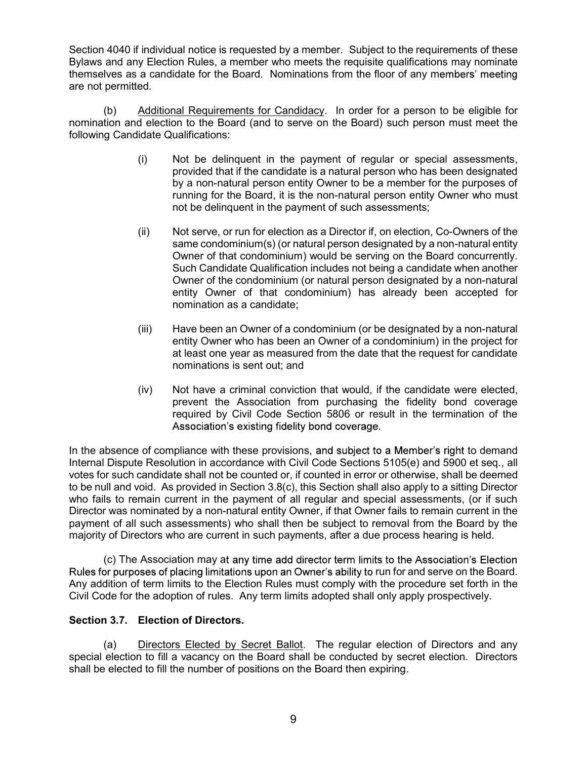Section 4040 if individual notice is requested by a member. Subject to the requirements of these Bylaws and any Election Rules, a member who meets the requisite qualifications may nominate themselves as a candidate for the Board. Nominations from the floor of any members' meeting are not permitted.

(b) Additional Requirements for Candidacy. In order for a person to be eligible for nomination and election to the Board (and to serve on the Board) such person must meet the following Candidate Qualifications:

(i) Not be delinquent in the payment of regular or special assessments, provided that if the candidate is a natural person who has been designated by a non-natural person entity Owner to be a member for the purposes of running for the Board, it is the non-natural person entity Owner who must not be delinquent in the payment of such assessments;

(ii) Not serve, or run for election as a Director if, on election, Co-Owners of the same condominium(s) (or natural person designated by a non-natural entity Owner of that condominium) would be serving on the Board concurrently. Such Candidate Qualification includes not being a candidate when another Owner of the condominium (or natural person designated by a non-natural entity Owner of that condominium) has already been accepted for nomination as a candidate;

(iii) Have been an Owner of a condominium (or be designated by a non-natural entity Owner who has been an Owner of a condominium) in the project for at least one year as measured from the date that the request for candidate nominations is sent out; and

(iv) Not have a criminal conviction that would, if the candidate were elected, prevent the Association from purchasing the fidelity bond coverage required by Civil Code Section 5806 or result in the termination of the Association's existing fidelity bond coverage.

In the absence of compliance with these provisions, and subject to a Member's right to demand Internal Dispute Resolution in accordance with Civil Code Sections 5105(e) and 5900 et seq., all votes for such candidate shall not be counted or, if counted in error or otherwise, shall be deemed to be null and void. As provided in Section 3.8(c), this Section shall also apply to a sitting Director who fails to remain current in the payment of all regular and special assessments, (or if such Director was nominated by a non-natural entity Owner, if that Owner fails to remain current in the payment of all such assessments) who shall then be subject to removal from the Board by the majority of Directors who are current in such payments, after a due process hearing is held.

(c) The Association may at any time add director term limits to the Association's Election Rules for purposes of placing limitations upon an Owner's ability to run for and serve on the Board. Any addition of term limits to the Election Rules must comply with the procedure set forth in the Civil Code for the adoption of rules. Any term limits adopted shall only apply prospectively.

**Section 3.7. Election of Directors.**

(a) Directors Elected by Secret Ballot. The regular election of Directors and any special election to fill a vacancy on the Board shall be conducted by secret election. Directors shall be elected to fill the number of positions on the Board then expiring.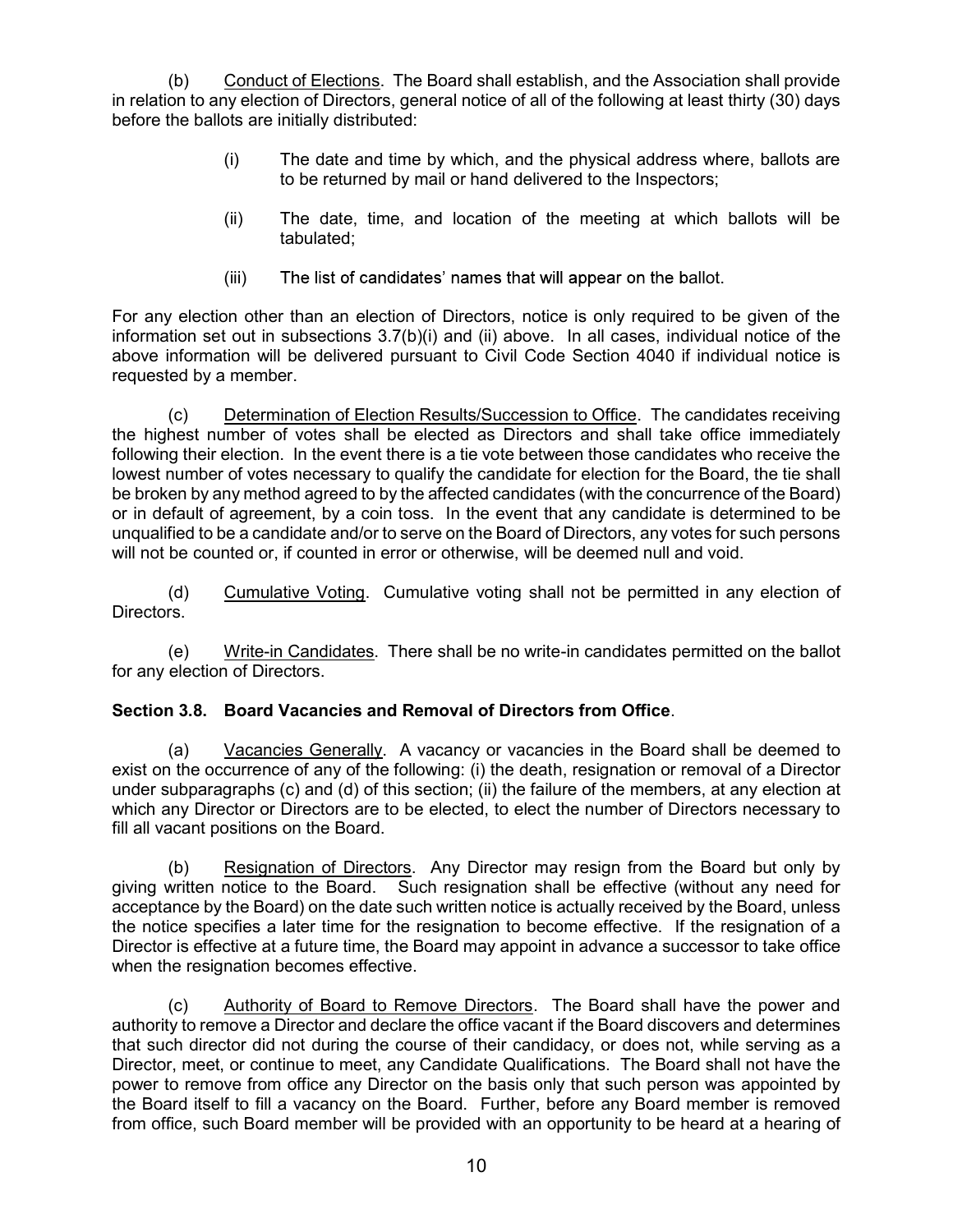(b) Conduct of Elections. The Board shall establish, and the Association shall provide in relation to any election of Directors, general notice of all of the following at least thirty (30) days before the ballots are initially distributed:

> (i) The date and time by which, and the physical address where, ballots are to be returned by mail or hand delivered to the Inspectors;
>
> (ii) The date, time, and location of the meeting at which ballots will be tabulated;
>
> (iii) The list of candidates' names that will appear on the ballot.

For any election other than an election of Directors, notice is only required to be given of the information set out in subsections 3.7(b)(i) and (ii) above. In all cases, individual notice of the above information will be delivered pursuant to Civil Code Section 4040 if individual notice is requested by a member.

(c) Determination of Election Results/Succession to Office. The candidates receiving the highest number of votes shall be elected as Directors and shall take office immediately following their election. In the event there is a tie vote between those candidates who receive the lowest number of votes necessary to qualify the candidate for election for the Board, the tie shall be broken by any method agreed to by the affected candidates (with the concurrence of the Board) or in default of agreement, by a coin toss. In the event that any candidate is determined to be unqualified to be a candidate and/or to serve on the Board of Directors, any votes for such persons will not be counted or, if counted in error or otherwise, will be deemed null and void.

(d) Cumulative Voting. Cumulative voting shall not be permitted in any election of Directors.

(e) Write-in Candidates. There shall be no write-in candidates permitted on the ballot for any election of Directors.

**Section 3.8. Board Vacancies and Removal of Directors from Office**.

(a) Vacancies Generally. A vacancy or vacancies in the Board shall be deemed to exist on the occurrence of any of the following: (i) the death, resignation or removal of a Director under subparagraphs (c) and (d) of this section; (ii) the failure of the members, at any election at which any Director or Directors are to be elected, to elect the number of Directors necessary to fill all vacant positions on the Board.

(b) Resignation of Directors. Any Director may resign from the Board but only by giving written notice to the Board. Such resignation shall be effective (without any need for acceptance by the Board) on the date such written notice is actually received by the Board, unless the notice specifies a later time for the resignation to become effective. If the resignation of a Director is effective at a future time, the Board may appoint in advance a successor to take office when the resignation becomes effective.

(c) Authority of Board to Remove Directors. The Board shall have the power and authority to remove a Director and declare the office vacant if the Board discovers and determines that such director did not during the course of their candidacy, or does not, while serving as a Director, meet, or continue to meet, any Candidate Qualifications. The Board shall not have the power to remove from office any Director on the basis only that such person was appointed by the Board itself to fill a vacancy on the Board. Further, before any Board member is removed from office, such Board member will be provided with an opportunity to be heard at a hearing of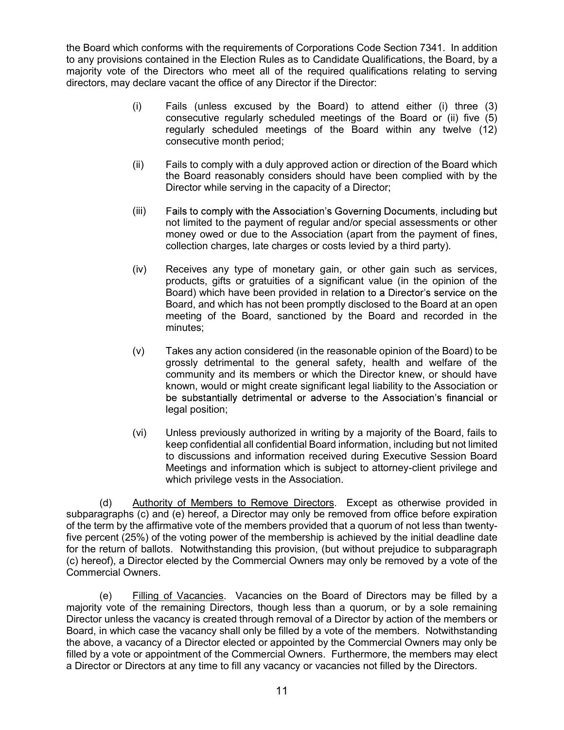the Board which conforms with the requirements of Corporations Code Section 7341. In addition to any provisions contained in the Election Rules as to Candidate Qualifications, the Board, by a majority vote of the Directors who meet all of the required qualifications relating to serving directors, may declare vacant the office of any Director if the Director:

(i) Fails (unless excused by the Board) to attend either (i) three (3) consecutive regularly scheduled meetings of the Board or (ii) five (5) regularly scheduled meetings of the Board within any twelve (12) consecutive month period;

(ii) Fails to comply with a duly approved action or direction of the Board which the Board reasonably considers should have been complied with by the Director while serving in the capacity of a Director;

(iii) Fails to comply with the Association's Governing Documents, including but not limited to the payment of regular and/or special assessments or other money owed or due to the Association (apart from the payment of fines, collection charges, late charges or costs levied by a third party).

(iv) Receives any type of monetary gain, or other gain such as services, products, gifts or gratuities of a significant value (in the opinion of the Board) which have been provided in relation to a Director's service on the Board, and which has not been promptly disclosed to the Board at an open meeting of the Board, sanctioned by the Board and recorded in the minutes;

(v) Takes any action considered (in the reasonable opinion of the Board) to be grossly detrimental to the general safety, health and welfare of the community and its members or which the Director knew, or should have known, would or might create significant legal liability to the Association or be substantially detrimental or adverse to the Association's financial or legal position;

(vi) Unless previously authorized in writing by a majority of the Board, fails to keep confidential all confidential Board information, including but not limited to discussions and information received during Executive Session Board Meetings and information which is subject to attorney-client privilege and which privilege vests in the Association.

(d) Authority of Members to Remove Directors. Except as otherwise provided in subparagraphs (c) and (e) hereof, a Director may only be removed from office before expiration of the term by the affirmative vote of the members provided that a quorum of not less than twenty-five percent (25%) of the voting power of the membership is achieved by the initial deadline date for the return of ballots. Notwithstanding this provision, (but without prejudice to subparagraph (c) hereof), a Director elected by the Commercial Owners may only be removed by a vote of the Commercial Owners.

(e) Filling of Vacancies. Vacancies on the Board of Directors may be filled by a majority vote of the remaining Directors, though less than a quorum, or by a sole remaining Director unless the vacancy is created through removal of a Director by action of the members or Board, in which case the vacancy shall only be filled by a vote of the members. Notwithstanding the above, a vacancy of a Director elected or appointed by the Commercial Owners may only be filled by a vote or appointment of the Commercial Owners. Furthermore, the members may elect a Director or Directors at any time to fill any vacancy or vacancies not filled by the Directors.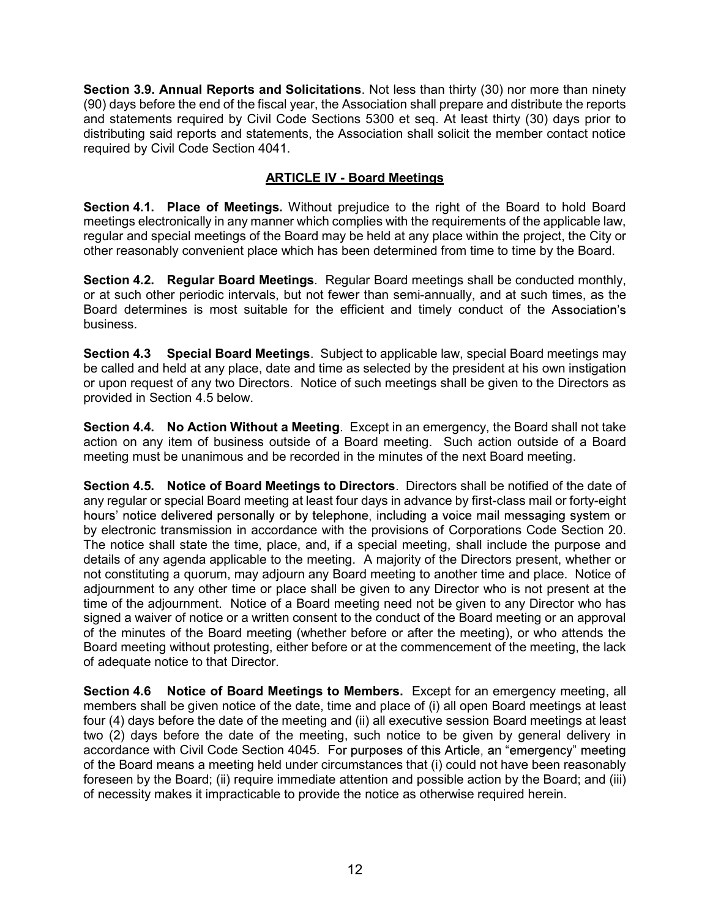**Section 3.9. Annual Reports and Solicitations**. Not less than thirty (30) nor more than ninety (90) days before the end of the fiscal year, the Association shall prepare and distribute the reports and statements required by Civil Code Sections 5300 et seq. At least thirty (30) days prior to distributing said reports and statements, the Association shall solicit the member contact notice required by Civil Code Section 4041.

## ARTICLE IV - Board Meetings

**Section 4.1. Place of Meetings.** Without prejudice to the right of the Board to hold Board meetings electronically in any manner which complies with the requirements of the applicable law, regular and special meetings of the Board may be held at any place within the project, the City or other reasonably convenient place which has been determined from time to time by the Board.

**Section 4.2. Regular Board Meetings**. Regular Board meetings shall be conducted monthly, or at such other periodic intervals, but not fewer than semi-annually, and at such times, as the Board determines is most suitable for the efficient and timely conduct of the Association's business.

**Section 4.3 Special Board Meetings**. Subject to applicable law, special Board meetings may be called and held at any place, date and time as selected by the president at his own instigation or upon request of any two Directors. Notice of such meetings shall be given to the Directors as provided in Section 4.5 below.

**Section 4.4. No Action Without a Meeting**. Except in an emergency, the Board shall not take action on any item of business outside of a Board meeting. Such action outside of a Board meeting must be unanimous and be recorded in the minutes of the next Board meeting.

**Section 4.5. Notice of Board Meetings to Directors**. Directors shall be notified of the date of any regular or special Board meeting at least four days in advance by first-class mail or forty-eight hours' notice delivered personally or by telephone, including a voice mail messaging system or by electronic transmission in accordance with the provisions of Corporations Code Section 20. The notice shall state the time, place, and, if a special meeting, shall include the purpose and details of any agenda applicable to the meeting. A majority of the Directors present, whether or not constituting a quorum, may adjourn any Board meeting to another time and place. Notice of adjournment to any other time or place shall be given to any Director who is not present at the time of the adjournment. Notice of a Board meeting need not be given to any Director who has signed a waiver of notice or a written consent to the conduct of the Board meeting or an approval of the minutes of the Board meeting (whether before or after the meeting), or who attends the Board meeting without protesting, either before or at the commencement of the meeting, the lack of adequate notice to that Director.

**Section 4.6 Notice of Board Meetings to Members.** Except for an emergency meeting, all members shall be given notice of the date, time and place of (i) all open Board meetings at least four (4) days before the date of the meeting and (ii) all executive session Board meetings at least two (2) days before the date of the meeting, such notice to be given by general delivery in accordance with Civil Code Section 4045. For purposes of this Article, an "emergency" meeting of the Board means a meeting held under circumstances that (i) could not have been reasonably foreseen by the Board; (ii) require immediate attention and possible action by the Board; and (iii) of necessity makes it impracticable to provide the notice as otherwise required herein.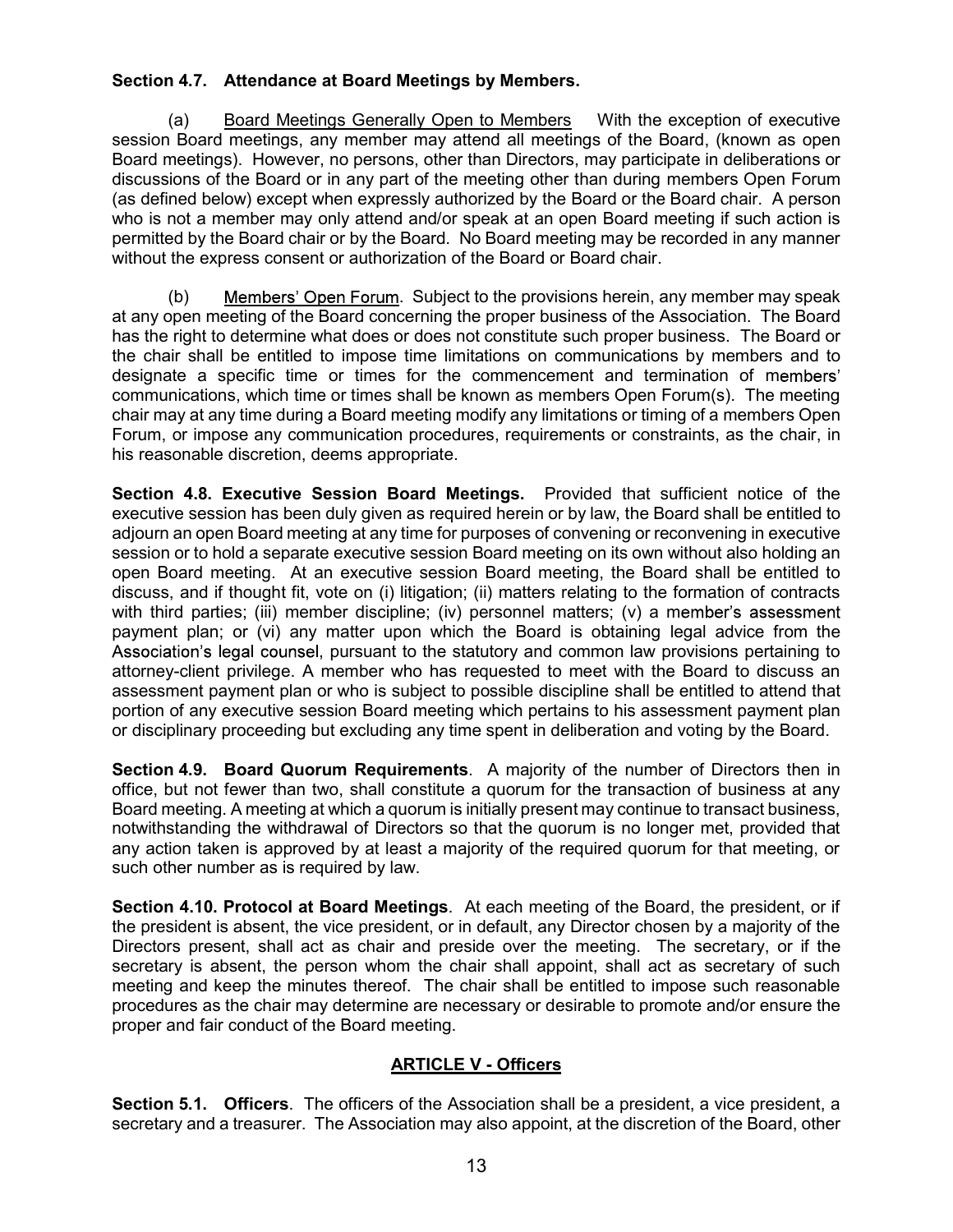**Section 4.7. Attendance at Board Meetings by Members.**

(a) Board Meetings Generally Open to Members With the exception of executive session Board meetings, any member may attend all meetings of the Board, (known as open Board meetings). However, no persons, other than Directors, may participate in deliberations or discussions of the Board or in any part of the meeting other than during members Open Forum (as defined below) except when expressly authorized by the Board or the Board chair. A person who is not a member may only attend and/or speak at an open Board meeting if such action is permitted by the Board chair or by the Board. No Board meeting may be recorded in any manner without the express consent or authorization of the Board or Board chair.

(b) Members' Open Forum. Subject to the provisions herein, any member may speak at any open meeting of the Board concerning the proper business of the Association. The Board has the right to determine what does or does not constitute such proper business. The Board or the chair shall be entitled to impose time limitations on communications by members and to designate a specific time or times for the commencement and termination of members' communications, which time or times shall be known as members Open Forum(s). The meeting chair may at any time during a Board meeting modify any limitations or timing of a members Open Forum, or impose any communication procedures, requirements or constraints, as the chair, in his reasonable discretion, deems appropriate.

**Section 4.8. Executive Session Board Meetings.** Provided that sufficient notice of the executive session has been duly given as required herein or by law, the Board shall be entitled to adjourn an open Board meeting at any time for purposes of convening or reconvening in executive session or to hold a separate executive session Board meeting on its own without also holding an open Board meeting. At an executive session Board meeting, the Board shall be entitled to discuss, and if thought fit, vote on (i) litigation; (ii) matters relating to the formation of contracts with third parties; (iii) member discipline; (iv) personnel matters; (v) a member's assessment payment plan; or (vi) any matter upon which the Board is obtaining legal advice from the Association's legal counsel, pursuant to the statutory and common law provisions pertaining to attorney-client privilege. A member who has requested to meet with the Board to discuss an assessment payment plan or who is subject to possible discipline shall be entitled to attend that portion of any executive session Board meeting which pertains to his assessment payment plan or disciplinary proceeding but excluding any time spent in deliberation and voting by the Board.

**Section 4.9. Board Quorum Requirements**. A majority of the number of Directors then in office, but not fewer than two, shall constitute a quorum for the transaction of business at any Board meeting. A meeting at which a quorum is initially present may continue to transact business, notwithstanding the withdrawal of Directors so that the quorum is no longer met, provided that any action taken is approved by at least a majority of the required quorum for that meeting, or such other number as is required by law.

**Section 4.10. Protocol at Board Meetings**. At each meeting of the Board, the president, or if the president is absent, the vice president, or in default, any Director chosen by a majority of the Directors present, shall act as chair and preside over the meeting. The secretary, or if the secretary is absent, the person whom the chair shall appoint, shall act as secretary of such meeting and keep the minutes thereof. The chair shall be entitled to impose such reasonable procedures as the chair may determine are necessary or desirable to promote and/or ensure the proper and fair conduct of the Board meeting.

## ARTICLE V - Officers

**Section 5.1. Officers**. The officers of the Association shall be a president, a vice president, a secretary and a treasurer. The Association may also appoint, at the discretion of the Board, other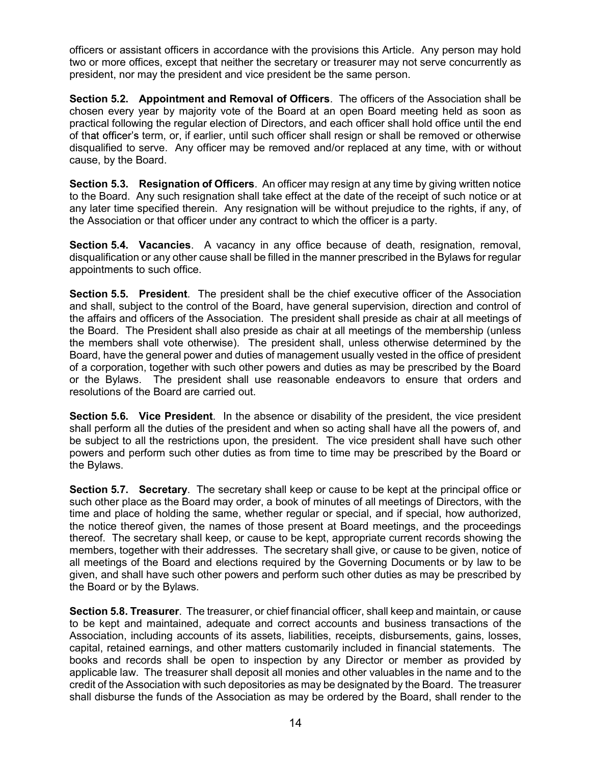officers or assistant officers in accordance with the provisions this Article. Any person may hold two or more offices, except that neither the secretary or treasurer may not serve concurrently as president, nor may the president and vice president be the same person.

**Section 5.2. Appointment and Removal of Officers**. The officers of the Association shall be chosen every year by majority vote of the Board at an open Board meeting held as soon as practical following the regular election of Directors, and each officer shall hold office until the end of that officer's term, or, if earlier, until such officer shall resign or shall be removed or otherwise disqualified to serve. Any officer may be removed and/or replaced at any time, with or without cause, by the Board.

**Section 5.3. Resignation of Officers**. An officer may resign at any time by giving written notice to the Board. Any such resignation shall take effect at the date of the receipt of such notice or at any later time specified therein. Any resignation will be without prejudice to the rights, if any, of the Association or that officer under any contract to which the officer is a party.

**Section 5.4. Vacancies**. A vacancy in any office because of death, resignation, removal, disqualification or any other cause shall be filled in the manner prescribed in the Bylaws for regular appointments to such office.

**Section 5.5. President**. The president shall be the chief executive officer of the Association and shall, subject to the control of the Board, have general supervision, direction and control of the affairs and officers of the Association. The president shall preside as chair at all meetings of the Board. The President shall also preside as chair at all meetings of the membership (unless the members shall vote otherwise). The president shall, unless otherwise determined by the Board, have the general power and duties of management usually vested in the office of president of a corporation, together with such other powers and duties as may be prescribed by the Board or the Bylaws. The president shall use reasonable endeavors to ensure that orders and resolutions of the Board are carried out.

**Section 5.6. Vice President**. In the absence or disability of the president, the vice president shall perform all the duties of the president and when so acting shall have all the powers of, and be subject to all the restrictions upon, the president. The vice president shall have such other powers and perform such other duties as from time to time may be prescribed by the Board or the Bylaws.

**Section 5.7. Secretary**. The secretary shall keep or cause to be kept at the principal office or such other place as the Board may order, a book of minutes of all meetings of Directors, with the time and place of holding the same, whether regular or special, and if special, how authorized, the notice thereof given, the names of those present at Board meetings, and the proceedings thereof. The secretary shall keep, or cause to be kept, appropriate current records showing the members, together with their addresses. The secretary shall give, or cause to be given, notice of all meetings of the Board and elections required by the Governing Documents or by law to be given, and shall have such other powers and perform such other duties as may be prescribed by the Board or by the Bylaws.

**Section 5.8. Treasurer**. The treasurer, or chief financial officer, shall keep and maintain, or cause to be kept and maintained, adequate and correct accounts and business transactions of the Association, including accounts of its assets, liabilities, receipts, disbursements, gains, losses, capital, retained earnings, and other matters customarily included in financial statements. The books and records shall be open to inspection by any Director or member as provided by applicable law. The treasurer shall deposit all monies and other valuables in the name and to the credit of the Association with such depositories as may be designated by the Board. The treasurer shall disburse the funds of the Association as may be ordered by the Board, shall render to the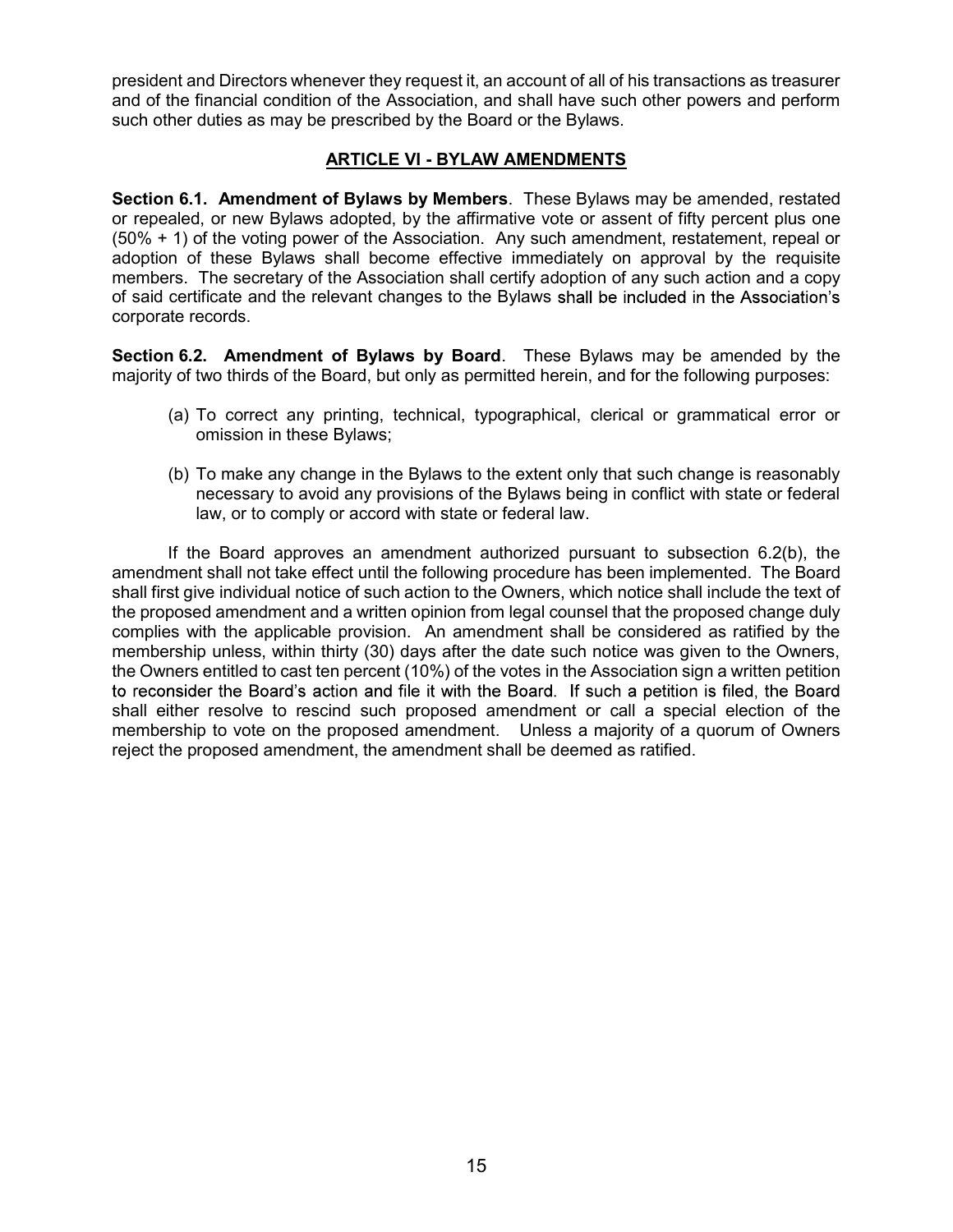president and Directors whenever they request it, an account of all of his transactions as treasurer and of the financial condition of the Association, and shall have such other powers and perform such other duties as may be prescribed by the Board or the Bylaws.

## ARTICLE VI - BYLAW AMENDMENTS

**Section 6.1. Amendment of Bylaws by Members**. These Bylaws may be amended, restated or repealed, or new Bylaws adopted, by the affirmative vote or assent of fifty percent plus one (50% + 1) of the voting power of the Association. Any such amendment, restatement, repeal or adoption of these Bylaws shall become effective immediately on approval by the requisite members. The secretary of the Association shall certify adoption of any such action and a copy of said certificate and the relevant changes to the Bylaws shall be included in the Association's corporate records.

**Section 6.2. Amendment of Bylaws by Board**. These Bylaws may be amended by the majority of two thirds of the Board, but only as permitted herein, and for the following purposes:

(a) To correct any printing, technical, typographical, clerical or grammatical error or omission in these Bylaws;

(b) To make any change in the Bylaws to the extent only that such change is reasonably necessary to avoid any provisions of the Bylaws being in conflict with state or federal law, or to comply or accord with state or federal law.

If the Board approves an amendment authorized pursuant to subsection 6.2(b), the amendment shall not take effect until the following procedure has been implemented. The Board shall first give individual notice of such action to the Owners, which notice shall include the text of the proposed amendment and a written opinion from legal counsel that the proposed change duly complies with the applicable provision. An amendment shall be considered as ratified by the membership unless, within thirty (30) days after the date such notice was given to the Owners, the Owners entitled to cast ten percent (10%) of the votes in the Association sign a written petition to reconsider the Board's action and file it with the Board. If such a petition is filed, the Board shall either resolve to rescind such proposed amendment or call a special election of the membership to vote on the proposed amendment. Unless a majority of a quorum of Owners reject the proposed amendment, the amendment shall be deemed as ratified.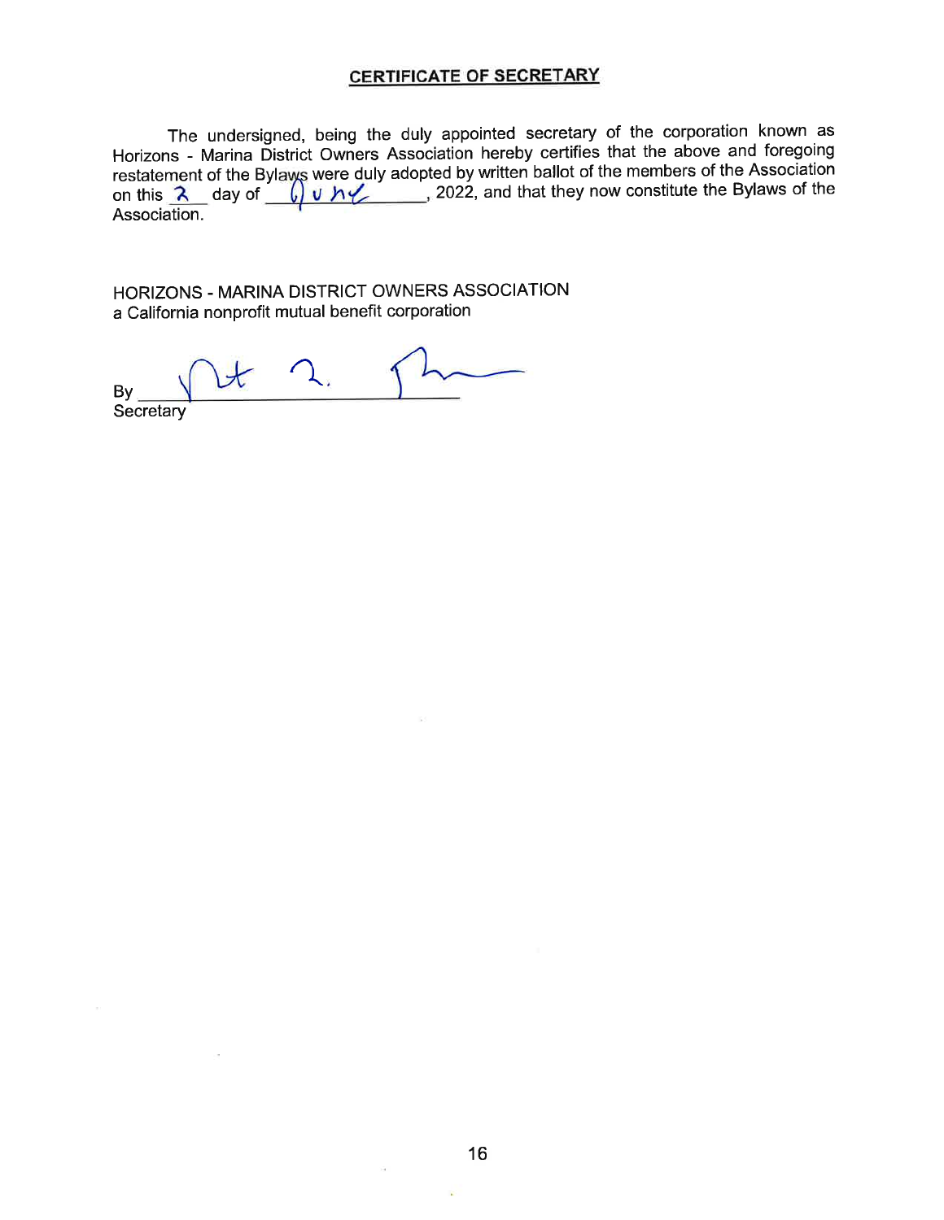## CERTIFICATE OF SECRETARY

The undersigned, being the duly appointed secretary of the corporation known as Horizons - Marina District Owners Association hereby certifies that the above and foregoing restatement of the Bylaws were duly adopted by written ballot of the members of the Association on this 2 day of June, 2022, and that they now constitute the Bylaws of the Association.

HORIZONS - MARINA DISTRICT OWNERS ASSOCIATION
a California nonprofit mutual benefit corporation

By ______________________
Secretary